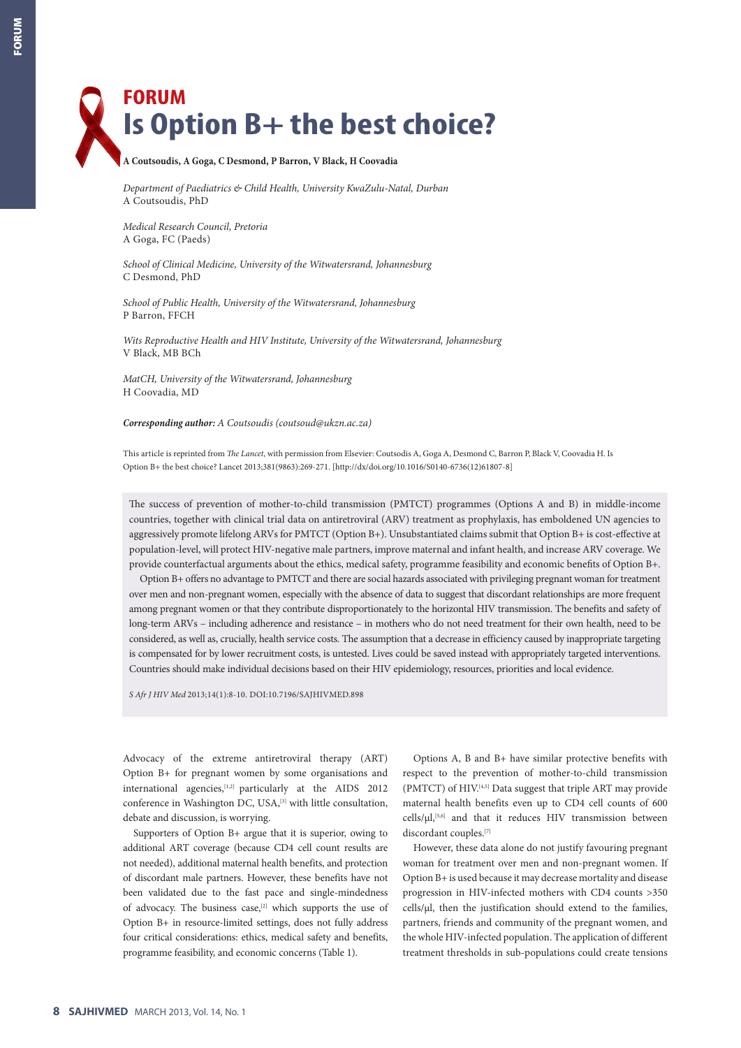# FORUM

# Is Option B+ the best choice?

**A Coutsoudis, A Goga, C Desmond, P Barron, V Black, H Coovadia**

*Department of Paediatrics & Child Health, University KwaZulu-Natal, Durban*
A Coutsoudis, PhD

*Medical Research Council, Pretoria*
A Goga, FC (Paeds)

*School of Clinical Medicine, University of the Witwatersrand, Johannesburg*
C Desmond, PhD

*School of Public Health, University of the Witwatersrand, Johannesburg*
P Barron, FFCH

*Wits Reproductive Health and HIV Institute, University of the Witwatersrand, Johannesburg*
V Black, MB BCh

*MatCH, University of the Witwatersrand, Johannesburg*
H Coovadia, MD

***Corresponding author:*** *A Coutsoudis (coutsoud@ukzn.ac.za)*

This article is reprinted from *The Lancet*, with permission from Elsevier: Coutsodis A, Goga A, Desmond C, Barron P, Black V, Coovadia H. Is Option B+ the best choice? Lancet 2013;381(9863):269-271. [http://dx/doi.org/10.1016/S0140-6736(12)61807-8]

The success of prevention of mother-to-child transmission (PMTCT) programmes (Options A and B) in middle-income countries, together with clinical trial data on antiretroviral (ARV) treatment as prophylaxis, has emboldened UN agencies to aggressively promote lifelong ARVs for PMTCT (Option B+). Unsubstantiated claims submit that Option B+ is cost-effective at population-level, will protect HIV-negative male partners, improve maternal and infant health, and increase ARV coverage. We provide counterfactual arguments about the ethics, medical safety, programme feasibility and economic benefits of Option B+.

Option B+ offers no advantage to PMTCT and there are social hazards associated with privileging pregnant woman for treatment over men and non-pregnant women, especially with the absence of data to suggest that discordant relationships are more frequent among pregnant women or that they contribute disproportionately to the horizontal HIV transmission. The benefits and safety of long-term ARVs – including adherence and resistance – in mothers who do not need treatment for their own health, need to be considered, as well as, crucially, health service costs. The assumption that a decrease in efficiency caused by inappropriate targeting is compensated for by lower recruitment costs, is untested. Lives could be saved instead with appropriately targeted interventions. Countries should make individual decisions based on their HIV epidemiology, resources, priorities and local evidence.

*S Afr J HIV Med* 2013;14(1):8-10. DOI:10.7196/SAJHIVMED.898

Advocacy of the extreme antiretroviral therapy (ART) Option B+ for pregnant women by some organisations and international agencies,[1,2] particularly at the AIDS 2012 conference in Washington DC, USA,[3] with little consultation, debate and discussion, is worrying.

Supporters of Option B+ argue that it is superior, owing to additional ART coverage (because CD4 cell count results are not needed), additional maternal health benefits, and protection of discordant male partners. However, these benefits have not been validated due to the fast pace and single-mindedness of advocacy. The business case,[2] which supports the use of Option B+ in resource-limited settings, does not fully address four critical considerations: ethics, medical safety and benefits, programme feasibility, and economic concerns (Table 1).

Options A, B and B+ have similar protective benefits with respect to the prevention of mother-to-child transmission (PMTCT) of HIV.[4,5] Data suggest that triple ART may provide maternal health benefits even up to CD4 cell counts of 600 cells/μl,[5,6] and that it reduces HIV transmission between discordant couples.[7]

However, these data alone do not justify favouring pregnant woman for treatment over men and non-pregnant women. If Option B+ is used because it may decrease mortality and disease progression in HIV-infected mothers with CD4 counts >350 cells/μl, then the justification should extend to the families, partners, friends and community of the pregnant women, and the whole HIV-infected population. The application of different treatment thresholds in sub-populations could create tensions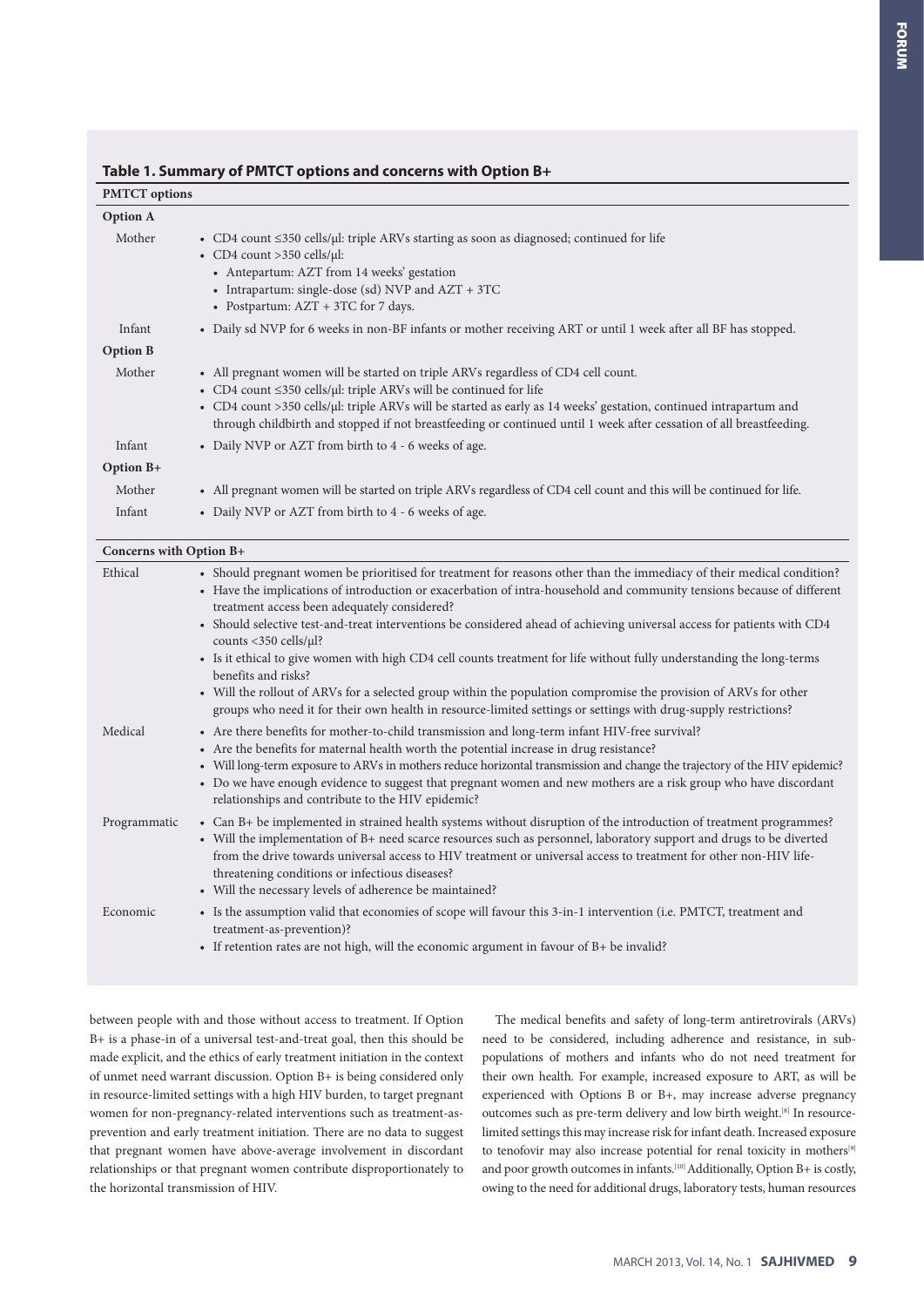**Table 1. Summary of PMTCT options and concerns with Option B+**

| **PMTCT options** | |
|---|---|
| **Option A** | |
| Mother | • CD4 count ≤350 cells/µl: triple ARVs starting as soon as diagnosed; continued for life<br>• CD4 count >350 cells/µl:<br>  • Antepartum: AZT from 14 weeks' gestation<br>  • Intrapartum: single-dose (sd) NVP and AZT + 3TC<br>  • Postpartum: AZT + 3TC for 7 days. |
| Infant | • Daily sd NVP for 6 weeks in non-BF infants or mother receiving ART or until 1 week after all BF has stopped. |
| **Option B** | |
| Mother | • All pregnant women will be started on triple ARVs regardless of CD4 cell count.<br>• CD4 count ≤350 cells/µl: triple ARVs will be continued for life<br>• CD4 count >350 cells/µl: triple ARVs will be started as early as 14 weeks' gestation, continued intrapartum and through childbirth and stopped if not breastfeeding or continued until 1 week after cessation of all breastfeeding. |
| Infant | • Daily NVP or AZT from birth to 4 - 6 weeks of age. |
| **Option B+** | |
| Mother | • All pregnant women will be started on triple ARVs regardless of CD4 cell count and this will be continued for life. |
| Infant | • Daily NVP or AZT from birth to 4 - 6 weeks of age. |
| **Concerns with Option B+** | |
| Ethical | • Should pregnant women be prioritised for treatment for reasons other than the immediacy of their medical condition?<br>• Have the implications of introduction or exacerbation of intra-household and community tensions because of different treatment access been adequately considered?<br>• Should selective test-and-treat interventions be considered ahead of achieving universal access for patients with CD4 counts <350 cells/µl?<br>• Is it ethical to give women with high CD4 cell counts treatment for life without fully understanding the long-terms benefits and risks?<br>• Will the rollout of ARVs for a selected group within the population compromise the provision of ARVs for other groups who need it for their own health in resource-limited settings or settings with drug-supply restrictions? |
| Medical | • Are there benefits for mother-to-child transmission and long-term infant HIV-free survival?<br>• Are the benefits for maternal health worth the potential increase in drug resistance?<br>• Will long-term exposure to ARVs in mothers reduce horizontal transmission and change the trajectory of the HIV epidemic?<br>• Do we have enough evidence to suggest that pregnant women and new mothers are a risk group who have discordant relationships and contribute to the HIV epidemic? |
| Programmatic | • Can B+ be implemented in strained health systems without disruption of the introduction of treatment programmes?<br>• Will the implementation of B+ need scarce resources such as personnel, laboratory support and drugs to be diverted from the drive towards universal access to HIV treatment or universal access to treatment for other non-HIV life-threatening conditions or infectious diseases?<br>• Will the necessary levels of adherence be maintained? |
| Economic | • Is the assumption valid that economies of scope will favour this 3-in-1 intervention (i.e. PMTCT, treatment and treatment-as-prevention)?<br>• If retention rates are not high, will the economic argument in favour of B+ be invalid? |

between people with and those without access to treatment. If Option B+ is a phase-in of a universal test-and-treat goal, then this should be made explicit, and the ethics of early treatment initiation in the context of unmet need warrant discussion. Option B+ is being considered only in resource-limited settings with a high HIV burden, to target pregnant women for non-pregnancy-related interventions such as treatment-as-prevention and early treatment initiation. There are no data to suggest that pregnant women have above-average involvement in discordant relationships or that pregnant women contribute disproportionately to the horizontal transmission of HIV.

The medical benefits and safety of long-term antiretrovirals (ARVs) need to be considered, including adherence and resistance, in sub-populations of mothers and infants who do not need treatment for their own health. For example, increased exposure to ART, as will be experienced with Options B or B+, may increase adverse pregnancy outcomes such as pre-term delivery and low birth weight.[8] In resource-limited settings this may increase risk for infant death. Increased exposure to tenofovir may also increase potential for renal toxicity in mothers[9] and poor growth outcomes in infants.[10] Additionally, Option B+ is costly, owing to the need for additional drugs, laboratory tests, human resources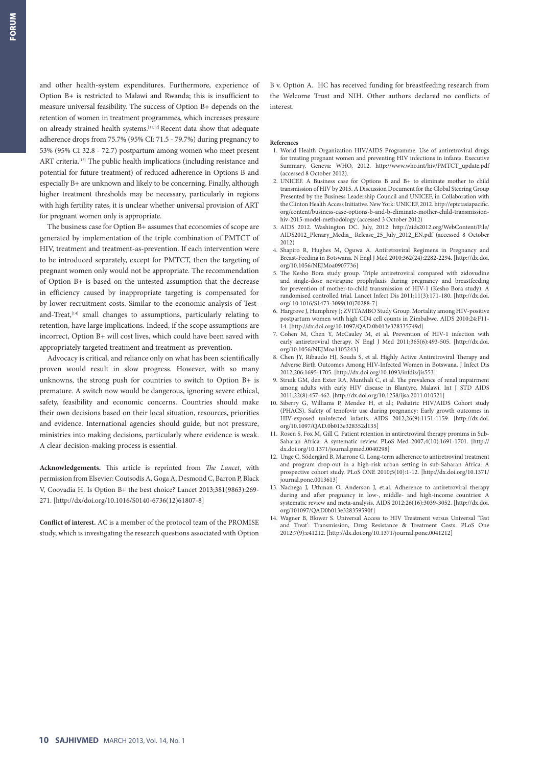and other health-system expenditures. Furthermore, experience of Option B+ is restricted to Malawi and Rwanda; this is insufficient to measure universal feasibility. The success of Option B+ depends on the retention of women in treatment programmes, which increases pressure on already strained health systems.[11,12] Recent data show that adequate adherence drops from 75.7% (95% CI: 71.5 - 79.7%) during pregnancy to 53% (95% CI 32.8 - 72.7) postpartum among women who meet present ART criteria.[13] The public health implications (including resistance and potential for future treatment) of reduced adherence in Options B and especially B+ are unknown and likely to be concerning. Finally, although higher treatment thresholds may be necessary, particularly in regions with high fertility rates, it is unclear whether universal provision of ART for pregnant women only is appropriate.

The business case for Option B+ assumes that economies of scope are generated by implementation of the triple combination of PMTCT of HIV, treatment and treatment-as-prevention. If each intervention were to be introduced separately, except for PMTCT, then the targeting of pregnant women only would not be appropriate. The recommendation of Option B+ is based on the untested assumption that the decrease in efficiency caused by inappropriate targeting is compensated for by lower recruitment costs. Similar to the economic analysis of Test-and-Treat,[14] small changes to assumptions, particularly relating to retention, have large implications. Indeed, if the scope assumptions are incorrect, Option B+ will cost lives, which could have been saved with appropriately targeted treatment and treatment-as-prevention.

Advocacy is critical, and reliance only on what has been scientifically proven would result in slow progress. However, with so many unknowns, the strong push for countries to switch to Option B+ is premature. A switch now would be dangerous, ignoring severe ethical, safety, feasibility and economic concerns. Countries should make their own decisions based on their local situation, resources, priorities and evidence. International agencies should guide, but not pressure, ministries into making decisions, particularly where evidence is weak. A clear decision-making process is essential.

**Acknowledgements.** This article is reprinted from *The Lancet*, with permission from Elsevier: Coutsodis A, Goga A, Desmond C, Barron P, Black V, Coovadia H. Is Option B+ the best choice? Lancet 2013;381(9863):269-271. [http://dx/doi.org/10.1016/S0140-6736(12)61807-8]

**Conflict of interest.** AC is a member of the protocol team of the PROMISE study, which is investigating the research questions associated with Option B v. Option A. HC has received funding for breastfeeding research from the Welcome Trust and NIH. Other authors declared no conflicts of interest.

**References**

1. World Health Organization HIV/AIDS Programme. Use of antiretroviral drugs for treating pregnant women and preventing HIV infections in infants. Executive Summary. Geneva: WHO, 2012. http://www.who.int/hiv/PMTCT_update.pdf (accessed 8 October 2012).
2. UNICEF. A Business case for Options B and B+ to eliminate mother to child transmission of HIV by 2015. A Discussion Document for the Global Steering Group Presented by the Business Leadership Council and UNICEF, in Collaboration with the Clinton Health Access Initiative. New York: UNICEF, 2012. http://eptctasiapacific.org/content/business-case-options-b-and-b-eliminate-mother-child-transmission-hiv-2015-model-methodology (accessed 3 October 2012)
3. AIDS 2012. Washington DC. July, 2012. http://aids2012.org/WebContent/File/AIDS2012_Plenary_Media_ Release_25_July_2012_EN.pdf (accessed 8 October 2012)
4. Shapiro R, Hughes M, Oguwa A. Antiretroviral Regimens in Pregnancy and Breast-Feeding in Botswana. N Engl J Med 2010;362(24):2282-2294. [http://dx.doi.org/10.1056/NEJMoa0907736]
5. The Kesho Bora study group. Triple antiretroviral compared with zidovudine and single-dose nevirapine prophylaxis during pregnancy and breastfeeding for prevention of mother-to-child transmission of HIV-1 (Kesho Bora study): A randomised controlled trial. Lancet Infect Dis 2011;11(3):171-180. [http://dx.doi.org/ 10.1016/S1473-3099(10)70288-7]
6. Hargrove J, Humphrey J; ZVITAMBO Study Group. Mortality among HIV-positive postpartum women with high CD4 cell counts in Zimbabwe. AIDS 2010;24:F11-14. [http://dx.doi.org/10.1097/QAD.0b013e328335749d]
7. Cohen M, Chen Y, McCauley M, et al. Prevention of HIV-1 infection with early antiretroviral therapy. N Engl J Med 2011;365(6):493-505. [http://dx.doi.org/10.1056/NEJMoa1105243]
8. Chen JY, Ribaudo HJ, Souda S, et al. Highly Active Antiretroviral Therapy and Adverse Birth Outcomes Among HIV-Infected Women in Botswana. J Infect Dis 2012;206:1695-1705. [http://dx.doi.org/10.1093/infdis/jis553]
9. Struik GM, den Exter RA, Munthali C, et al. The prevalence of renal impairment among adults with early HIV disease in Blantyre, Malawi. Int J STD AIDS 2011;22(8):457-462. [http://dx.doi.org/10.1258/ijsa.2011.010521]
10. Siberry G, Williams P, Mendez H, et al.; Pediatric HIV/AIDS Cohort study (PHACS). Safety of tenofovir use during pregnancy: Early growth outcomes in HIV-exposed uninfected infants. AIDS 2012;26(9):1151-1159. [http://dx.doi.org/10.1097/QAD.0b013e328352d135]
11. Rosen S, Fox M, Gill C. Patient retention in antiretroviral therapy prorams in Sub-Saharan Africa: A systematic review. PLoS Med 2007;4(10):1691-1701. [http://dx.doi.org/10.1371/journal.pmed.0040298]
12. Unge C, Södergård B, Marrone G. Long-term adherence to antiretroviral treatment and program drop-out in a high-risk urban setting in sub-Saharan Africa: A prospective cohort study. PLoS ONE 2010;5(10):1-12. [http://dx.doi.org/10.1371/journal.pone.0013613]
13. Nachega J, Uthman O, Anderson J, et.al. Adherence to antiretroviral therapy during and after pregnancy in low-, middle- and high-income countries: A systematic review and meta-analysis. AIDS 2012;26(16):3039-3052. [http://dx.doi.org/101097/QAD0b013e328359590f]
14. Wagner B, Blower S. Universal Access to HIV Treatment versus Universal 'Test and Treat': Transmission, Drug Resistance & Treatment Costs. PLoS One 2012;7(9):e41212. [http://dx.doi.org/10.1371/journal.pone.0041212]